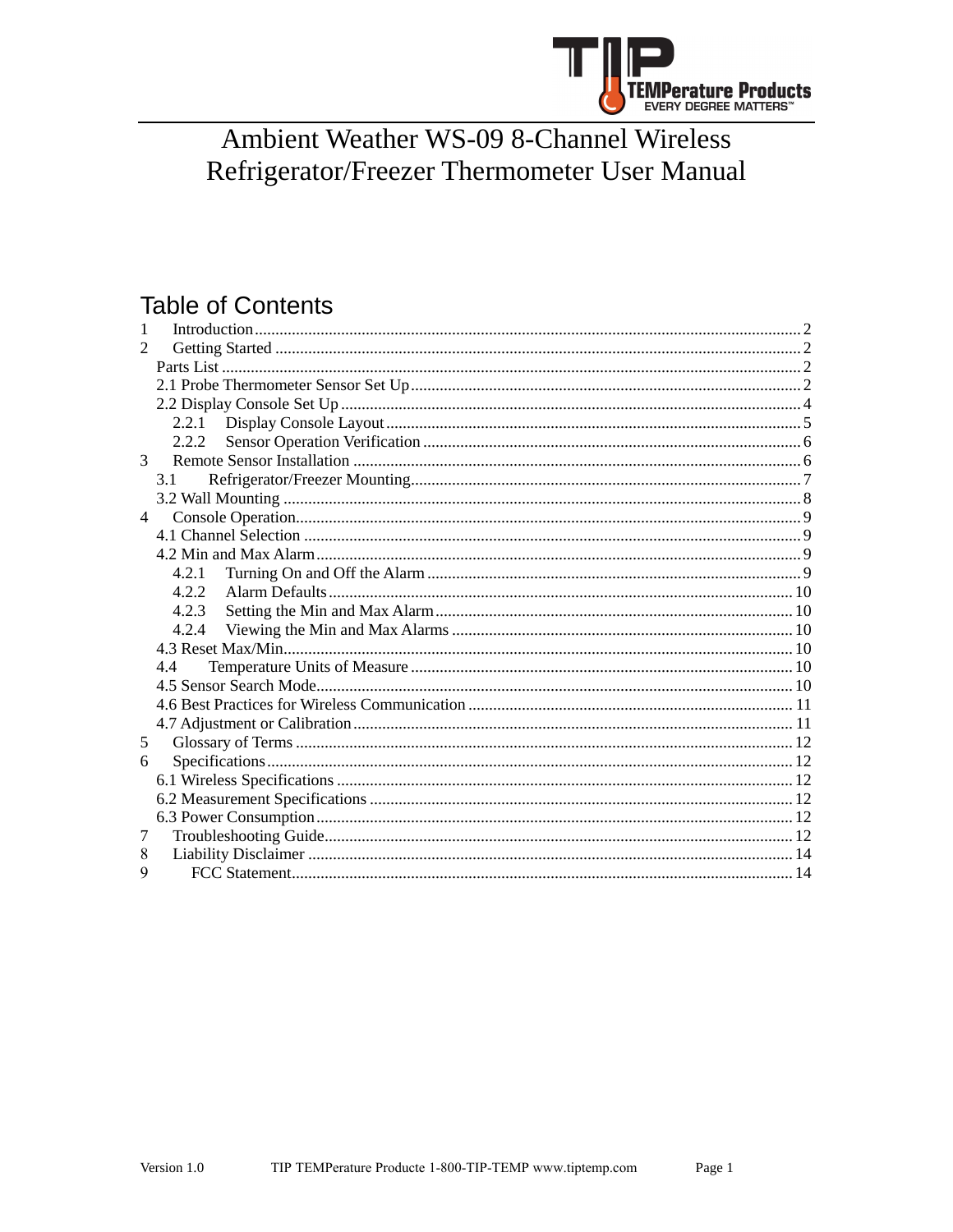# Ambient Weather WS-09 8-Channel Wireless Refrigerator/Freezer Thermometer User Manual

## Table of Contents

1 Introduction ... 2
2 Getting Started ... 2
  Parts List ... 2
  2.1 Probe Thermometer Sensor Set Up ... 2
  2.2 Display Console Set Up ... 4
    2.2.1 Display Console Layout ... 5
    2.2.2 Sensor Operation Verification ... 6
3 Remote Sensor Installation ... 6
  3.1 Refrigerator/Freezer Mounting ... 7
  3.2 Wall Mounting ... 8
4 Console Operation ... 9
  4.1 Channel Selection ... 9
  4.2 Min and Max Alarm ... 9
    4.2.1 Turning On and Off the Alarm ... 9
    4.2.2 Alarm Defaults ... 10
    4.2.3 Setting the Min and Max Alarm ... 10
    4.2.4 Viewing the Min and Max Alarms ... 10
  4.3 Reset Max/Min ... 10
  4.4 Temperature Units of Measure ... 10
  4.5 Sensor Search Mode ... 10
  4.6 Best Practices for Wireless Communication ... 11
  4.7 Adjustment or Calibration ... 11
5 Glossary of Terms ... 12
6 Specifications ... 12
  6.1 Wireless Specifications ... 12
  6.2 Measurement Specifications ... 12
  6.3 Power Consumption ... 12
7 Troubleshooting Guide ... 12
8 Liability Disclaimer ... 14
9 FCC Statement ... 14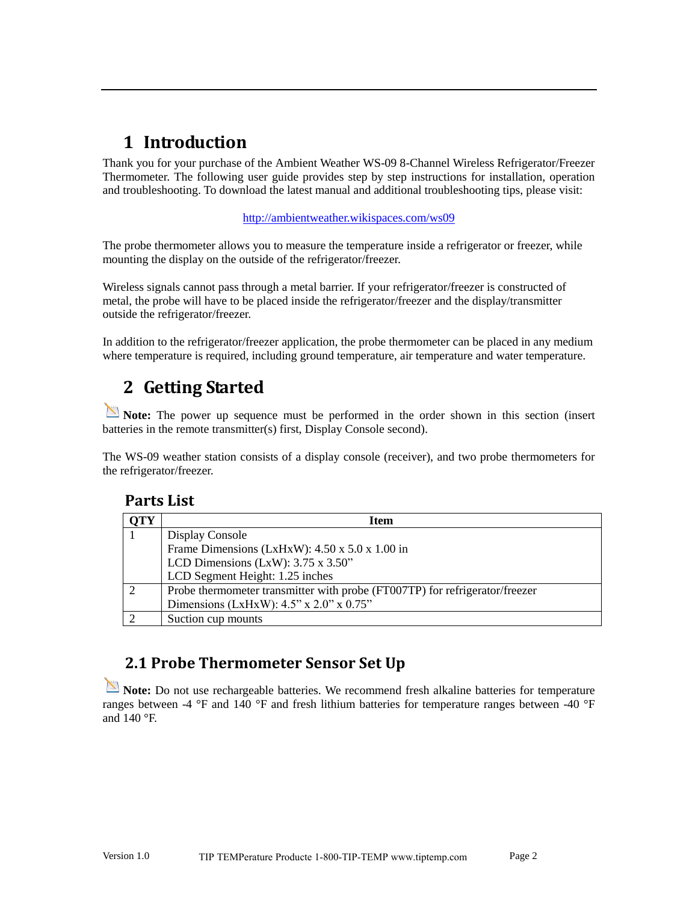# 1 Introduction

Thank you for your purchase of the Ambient Weather WS-09 8-Channel Wireless Refrigerator/Freezer Thermometer. The following user guide provides step by step instructions for installation, operation and troubleshooting. To download the latest manual and additional troubleshooting tips, please visit:

http://ambientweather.wikispaces.com/ws09

The probe thermometer allows you to measure the temperature inside a refrigerator or freezer, while mounting the display on the outside of the refrigerator/freezer.

Wireless signals cannot pass through a metal barrier. If your refrigerator/freezer is constructed of metal, the probe will have to be placed inside the refrigerator/freezer and the display/transmitter outside the refrigerator/freezer.

In addition to the refrigerator/freezer application, the probe thermometer can be placed in any medium where temperature is required, including ground temperature, air temperature and water temperature.

# 2 Getting Started

**Note:** The power up sequence must be performed in the order shown in this section (insert batteries in the remote transmitter(s) first, Display Console second).

The WS-09 weather station consists of a display console (receiver), and two probe thermometers for the refrigerator/freezer.

## Parts List

| QTY | Item |
|---|---|
| 1 | Display Console<br>Frame Dimensions (LxHxW): 4.50 x 5.0 x 1.00 in<br>LCD Dimensions (LxW): 3.75 x 3.50"<br>LCD Segment Height: 1.25 inches |
| 2 | Probe thermometer transmitter with probe (FT007TP) for refrigerator/freezer<br>Dimensions (LxHxW): 4.5" x 2.0" x 0.75" |
| 2 | Suction cup mounts |

## 2.1 Probe Thermometer Sensor Set Up

**Note:** Do not use rechargeable batteries. We recommend fresh alkaline batteries for temperature ranges between -4 °F and 140 °F and fresh lithium batteries for temperature ranges between -40 °F and 140 °F.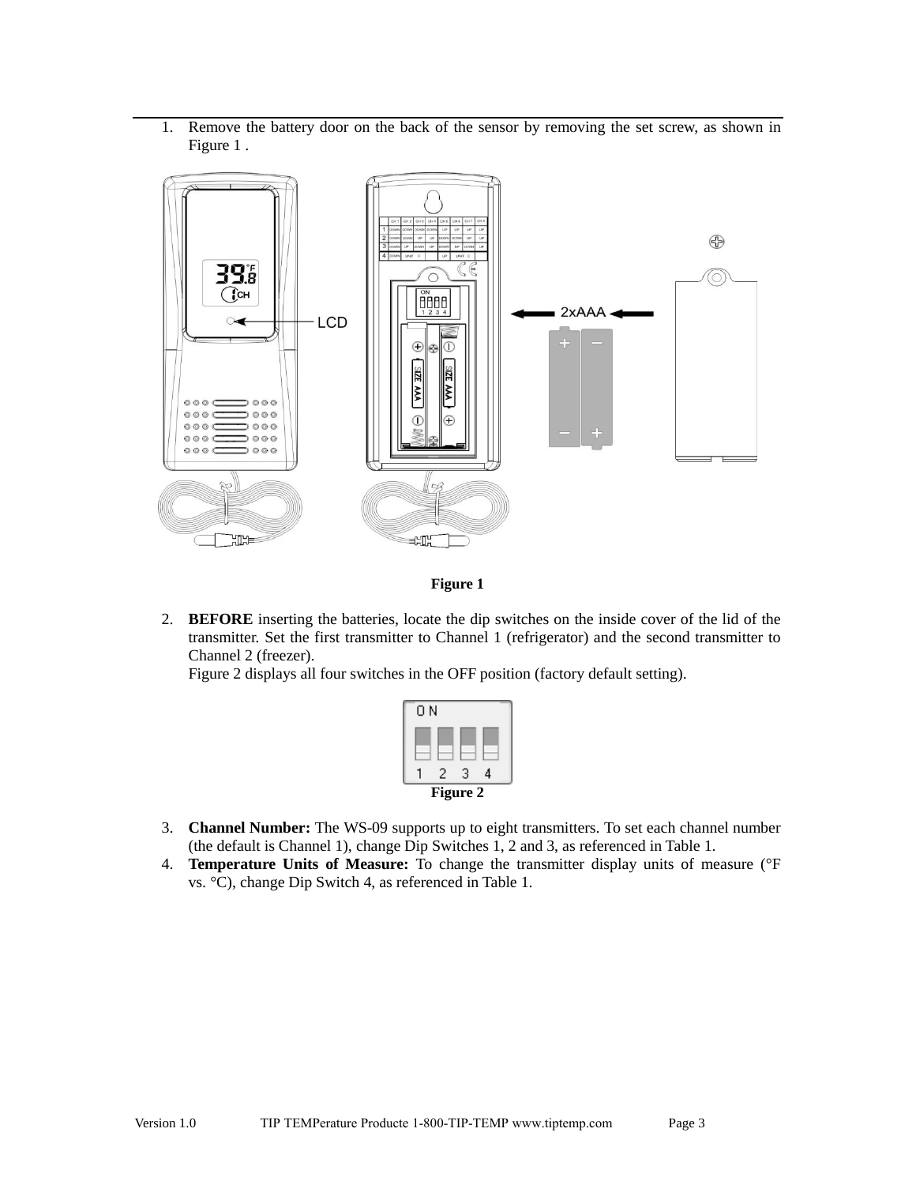1. Remove the battery door on the back of the sensor by removing the set screw, as shown in Figure 1 .

**Figure 1**

2. **BEFORE** inserting the batteries, locate the dip switches on the inside cover of the lid of the transmitter. Set the first transmitter to Channel 1 (refrigerator) and the second transmitter to Channel 2 (freezer).
   Figure 2 displays all four switches in the OFF position (factory default setting).

**Figure 2**

3. **Channel Number:** The WS-09 supports up to eight transmitters. To set each channel number (the default is Channel 1), change Dip Switches 1, 2 and 3, as referenced in Table 1.
4. **Temperature Units of Measure:** To change the transmitter display units of measure (°F vs. °C), change Dip Switch 4, as referenced in Table 1.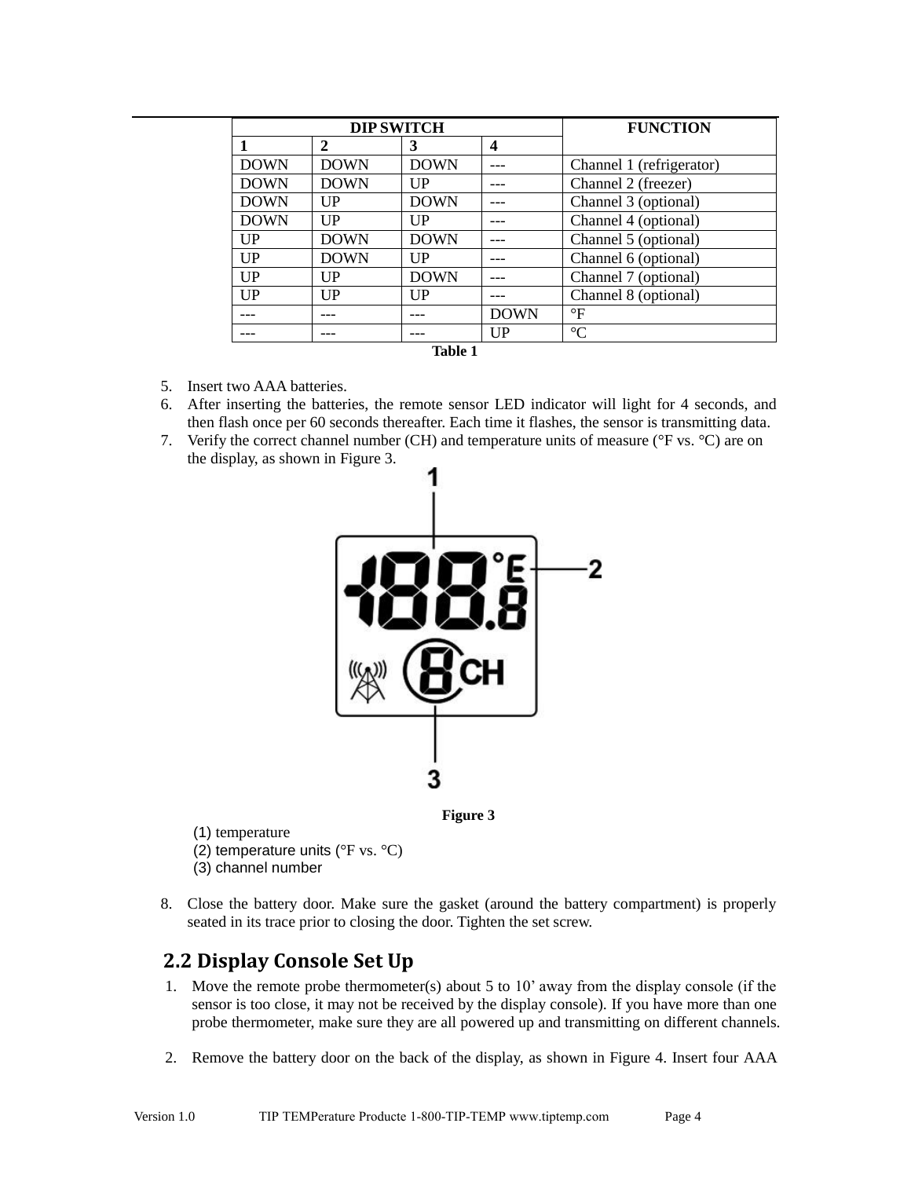| DIP SWITCH | | | | FUNCTION |
|---|---|---|---|---|
| **1** | **2** | **3** | **4** | |
| DOWN | DOWN | DOWN | --- | Channel 1 (refrigerator) |
| DOWN | DOWN | UP | --- | Channel 2 (freezer) |
| DOWN | UP | DOWN | --- | Channel 3 (optional) |
| DOWN | UP | UP | --- | Channel 4 (optional) |
| UP | DOWN | DOWN | --- | Channel 5 (optional) |
| UP | DOWN | UP | --- | Channel 6 (optional) |
| UP | UP | DOWN | --- | Channel 7 (optional) |
| UP | UP | UP | --- | Channel 8 (optional) |
| --- | --- | --- | DOWN | °F |
| --- | --- | --- | UP | °C |

**Table 1**

5. Insert two AAA batteries.
6. After inserting the batteries, the remote sensor LED indicator will light for 4 seconds, and then flash once per 60 seconds thereafter. Each time it flashes, the sensor is transmitting data.
7. Verify the correct channel number (CH) and temperature units of measure (°F vs. °C) are on the display, as shown in Figure 3.

**Figure 3**

(1) temperature
(2) temperature units (°F vs. °C)
(3) channel number

8. Close the battery door. Make sure the gasket (around the battery compartment) is properly seated in its trace prior to closing the door. Tighten the set screw.

## 2.2 Display Console Set Up

1. Move the remote probe thermometer(s) about 5 to 10' away from the display console (if the sensor is too close, it may not be received by the display console). If you have more than one probe thermometer, make sure they are all powered up and transmitting on different channels.

2. Remove the battery door on the back of the display, as shown in Figure 4. Insert four AAA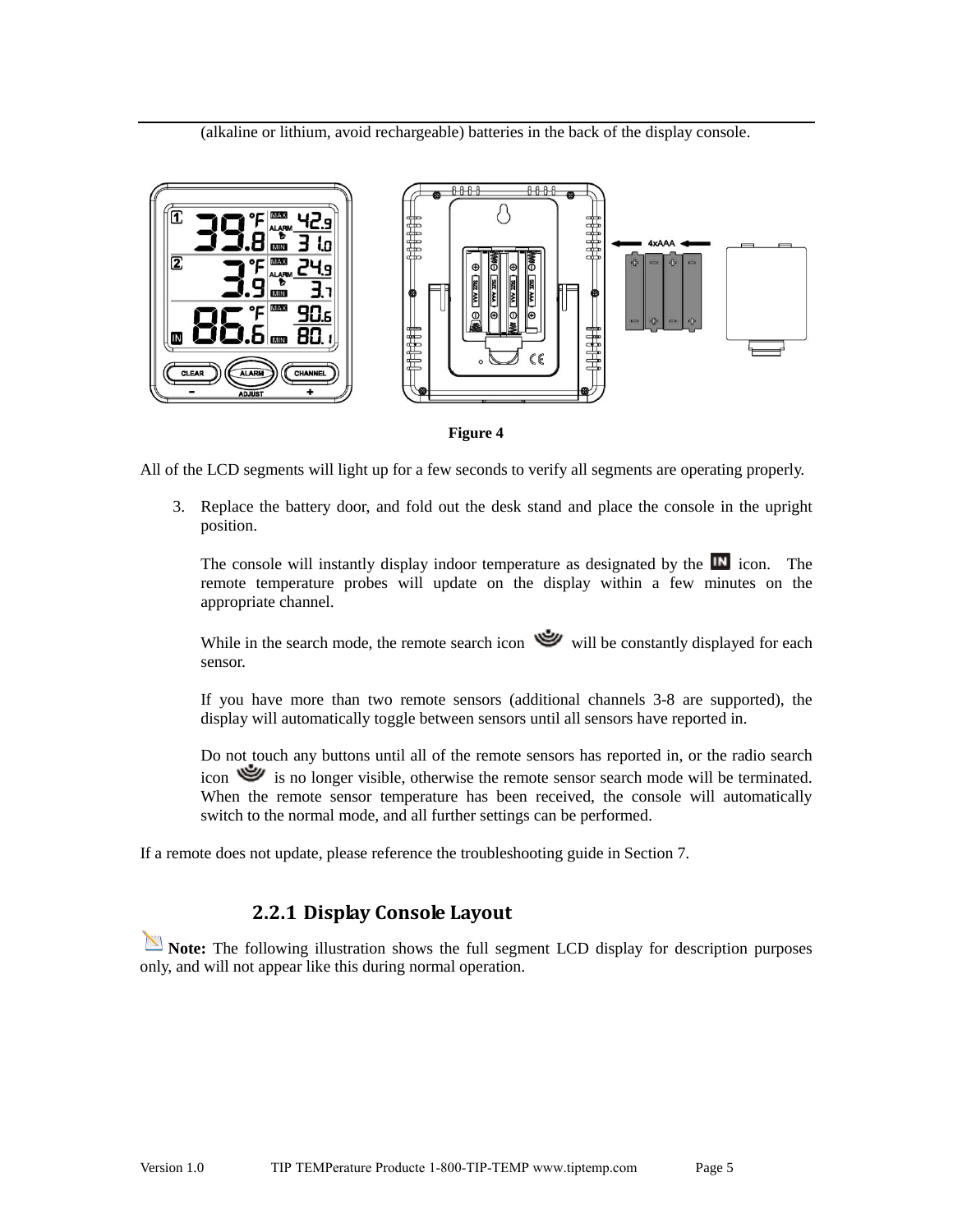(alkaline or lithium, avoid rechargeable) batteries in the back of the display console.

Figure 4

All of the LCD segments will light up for a few seconds to verify all segments are operating properly.

3. Replace the battery door, and fold out the desk stand and place the console in the upright position.

   The console will instantly display indoor temperature as designated by the IN icon. The remote temperature probes will update on the display within a few minutes on the appropriate channel.

   While in the search mode, the remote search icon will be constantly displayed for each sensor.

   If you have more than two remote sensors (additional channels 3-8 are supported), the display will automatically toggle between sensors until all sensors have reported in.

   Do not touch any buttons until all of the remote sensors has reported in, or the radio search icon is no longer visible, otherwise the remote sensor search mode will be terminated. When the remote sensor temperature has been received, the console will automatically switch to the normal mode, and all further settings can be performed.

If a remote does not update, please reference the troubleshooting guide in Section 7.

### 2.2.1 Display Console Layout

**Note:** The following illustration shows the full segment LCD display for description purposes only, and will not appear like this during normal operation.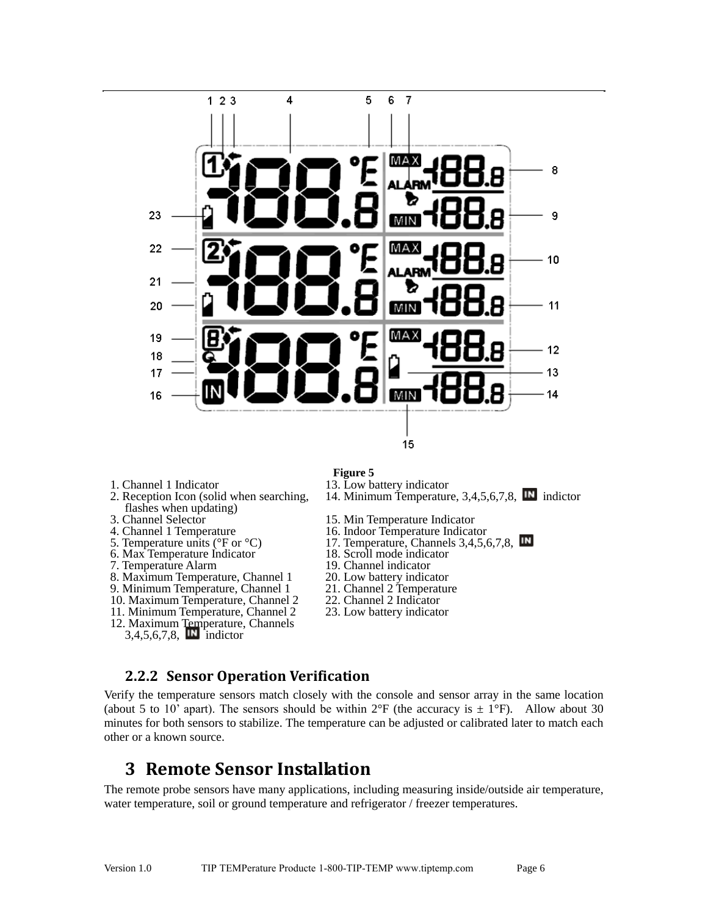**Figure 5**

1. Channel 1 Indicator
2. Reception Icon (solid when searching, flashes when updating)
3. Channel Selector
4. Channel 1 Temperature
5. Temperature units (°F or °C)
6. Max Temperature Indicator
7. Temperature Alarm
8. Maximum Temperature, Channel 1
9. Minimum Temperature, Channel 1
10. Maximum Temperature, Channel 2
11. Minimum Temperature, Channel 2
12. Maximum Temperature, Channels 3,4,5,6,7,8, IN indictor
13. Low battery indicator
14. Minimum Temperature, 3,4,5,6,7,8, IN indictor
15. Min Temperature Indicator
16. Indoor Temperature Indicator
17. Temperature, Channels 3,4,5,6,7,8, IN
18. Scroll mode indicator
19. Channel indicator
20. Low battery indicator
21. Channel 2 Temperature
22. Channel 2 Indicator
23. Low battery indicator

### 2.2.2 Sensor Operation Verification

Verify the temperature sensors match closely with the console and sensor array in the same location (about 5 to 10' apart). The sensors should be within 2°F (the accuracy is ± 1°F). Allow about 30 minutes for both sensors to stabilize. The temperature can be adjusted or calibrated later to match each other or a known source.

# 3 Remote Sensor Installation

The remote probe sensors have many applications, including measuring inside/outside air temperature, water temperature, soil or ground temperature and refrigerator / freezer temperatures.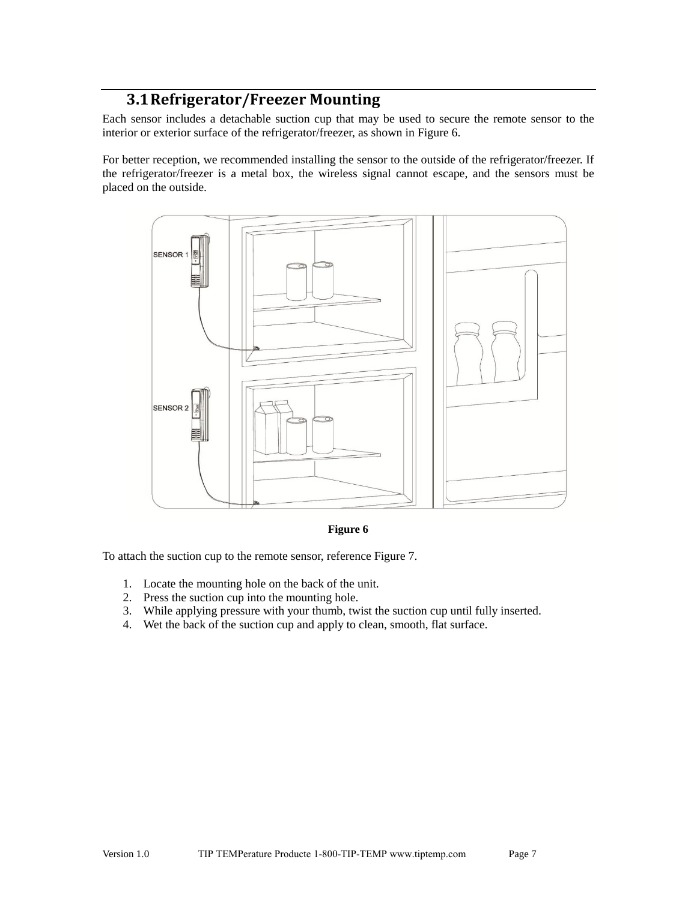## 3.1 Refrigerator/Freezer Mounting

Each sensor includes a detachable suction cup that may be used to secure the remote sensor to the interior or exterior surface of the refrigerator/freezer, as shown in Figure 6.

For better reception, we recommended installing the sensor to the outside of the refrigerator/freezer. If the refrigerator/freezer is a metal box, the wireless signal cannot escape, and the sensors must be placed on the outside.

**Figure 6**

To attach the suction cup to the remote sensor, reference Figure 7.

1. Locate the mounting hole on the back of the unit.
2. Press the suction cup into the mounting hole.
3. While applying pressure with your thumb, twist the suction cup until fully inserted.
4. Wet the back of the suction cup and apply to clean, smooth, flat surface.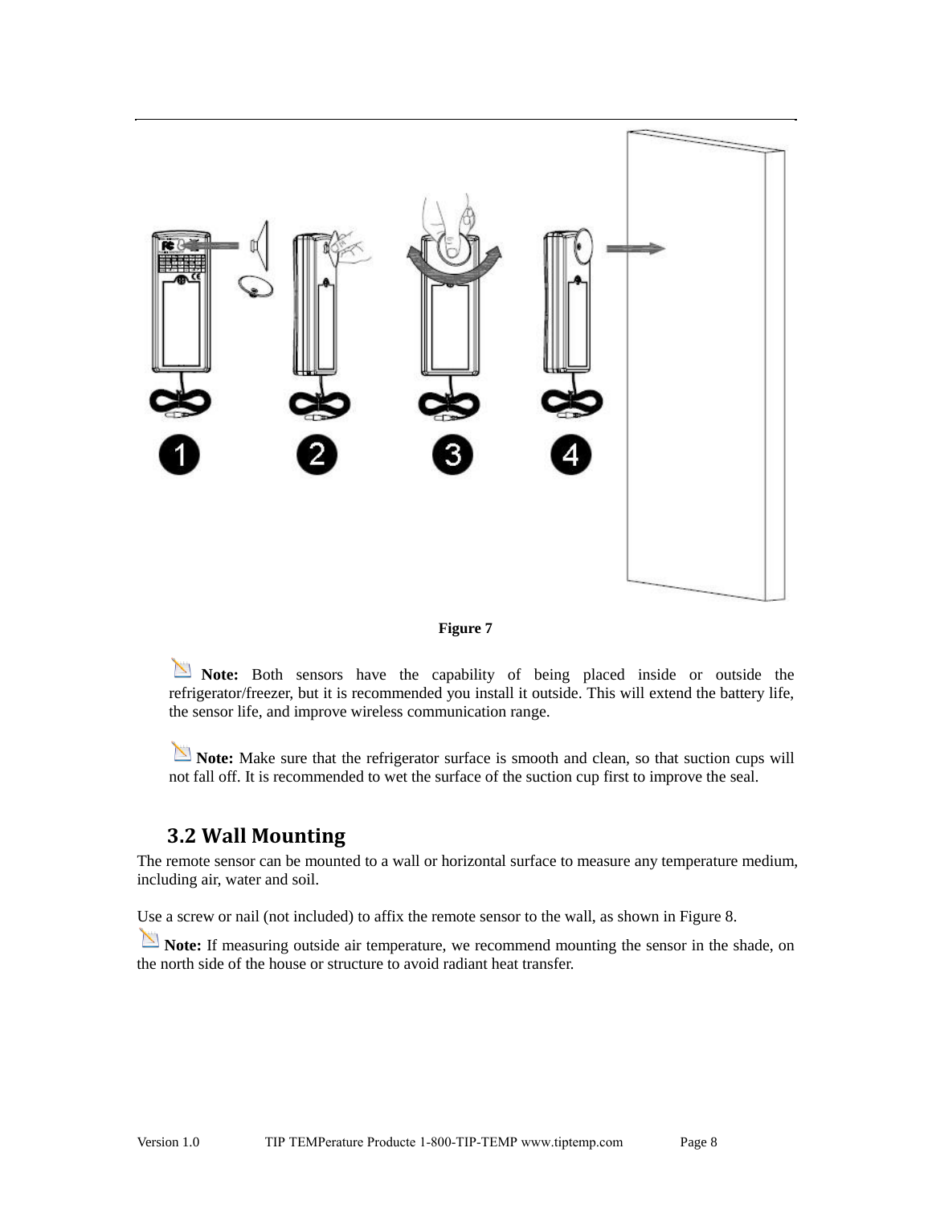Figure 7

**Note:** Both sensors have the capability of being placed inside or outside the refrigerator/freezer, but it is recommended you install it outside. This will extend the battery life, the sensor life, and improve wireless communication range.

**Note:** Make sure that the refrigerator surface is smooth and clean, so that suction cups will not fall off. It is recommended to wet the surface of the suction cup first to improve the seal.

## 3.2 Wall Mounting

The remote sensor can be mounted to a wall or horizontal surface to measure any temperature medium, including air, water and soil.

Use a screw or nail (not included) to affix the remote sensor to the wall, as shown in Figure 8.

**Note:** If measuring outside air temperature, we recommend mounting the sensor in the shade, on the north side of the house or structure to avoid radiant heat transfer.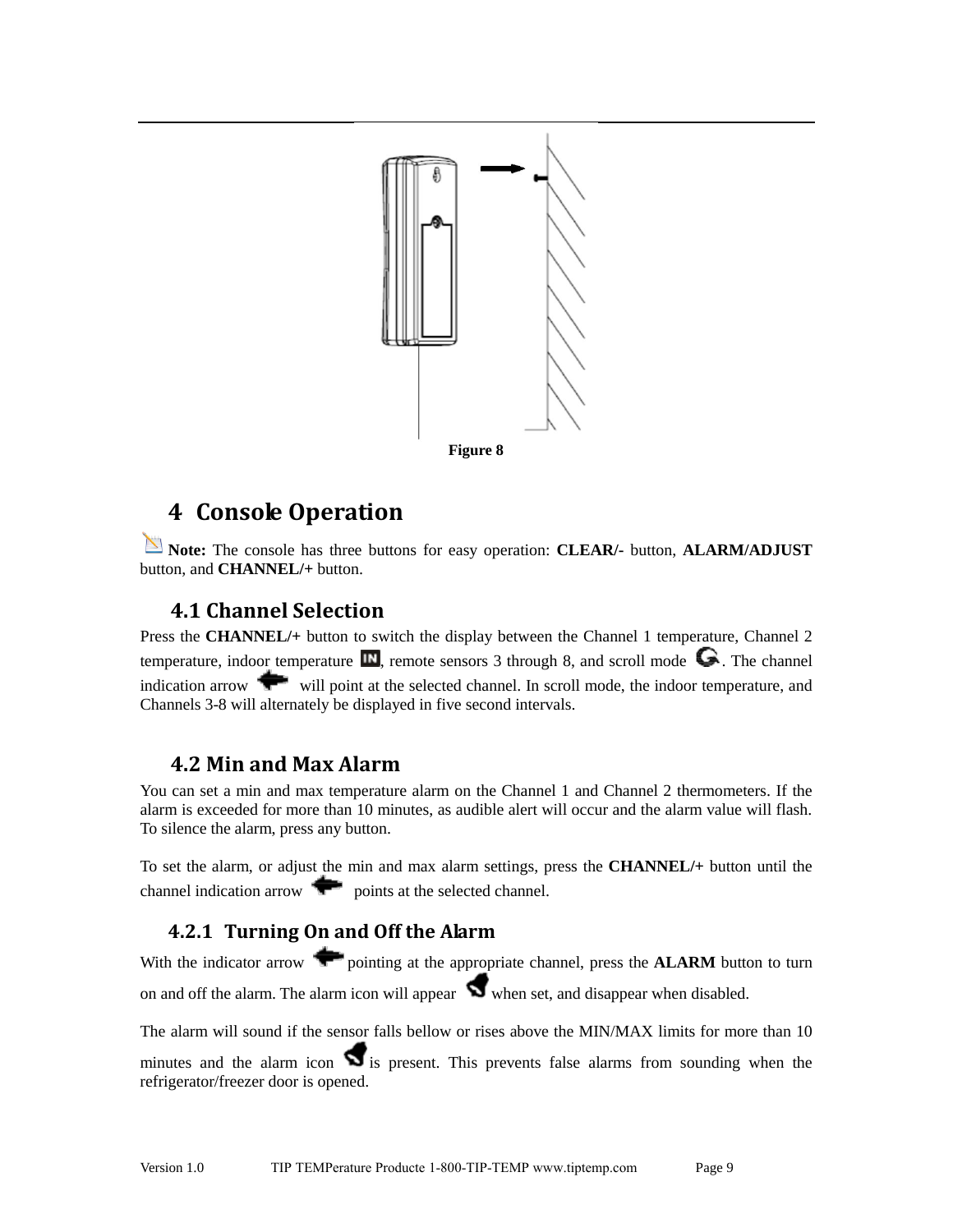Figure 8

# 4 Console Operation

**Note:** The console has three buttons for easy operation: **CLEAR/-** button, **ALARM/ADJUST** button, and **CHANNEL/+** button.

## 4.1 Channel Selection

Press the **CHANNEL/+** button to switch the display between the Channel 1 temperature, Channel 2 temperature, indoor temperature, remote sensors 3 through 8, and scroll mode. The channel indication arrow will point at the selected channel. In scroll mode, the indoor temperature, and Channels 3-8 will alternately be displayed in five second intervals.

## 4.2 Min and Max Alarm

You can set a min and max temperature alarm on the Channel 1 and Channel 2 thermometers. If the alarm is exceeded for more than 10 minutes, as audible alert will occur and the alarm value will flash. To silence the alarm, press any button.

To set the alarm, or adjust the min and max alarm settings, press the **CHANNEL/+** button until the channel indication arrow points at the selected channel.

### 4.2.1 Turning On and Off the Alarm

With the indicator arrow pointing at the appropriate channel, press the **ALARM** button to turn on and off the alarm. The alarm icon will appear when set, and disappear when disabled.

The alarm will sound if the sensor falls bellow or rises above the MIN/MAX limits for more than 10 minutes and the alarm icon is present. This prevents false alarms from sounding when the refrigerator/freezer door is opened.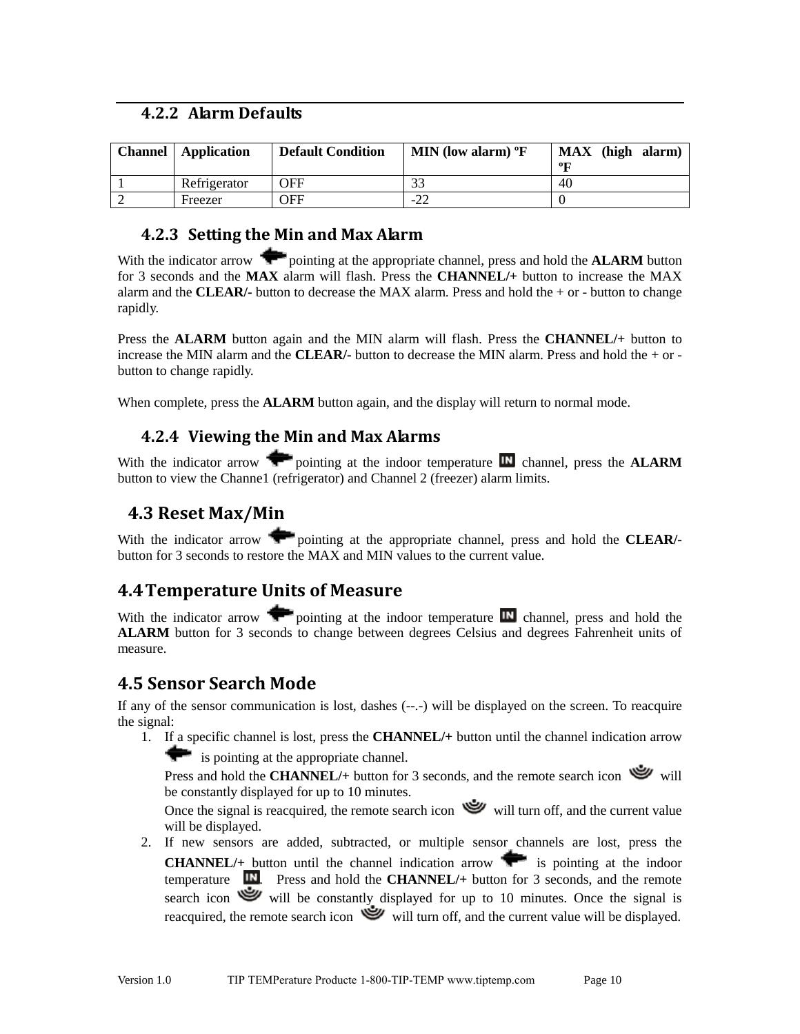### 4.2.2 Alarm Defaults

| Channel | Application | Default Condition | MIN (low alarm) ºF | MAX (high alarm) ºF |
|---|---|---|---|---|
| 1 | Refrigerator | OFF | 33 | 40 |
| 2 | Freezer | OFF | -22 | 0 |

### 4.2.3 Setting the Min and Max Alarm

With the indicator arrow pointing at the appropriate channel, press and hold the **ALARM** button for 3 seconds and the **MAX** alarm will flash. Press the **CHANNEL/+** button to increase the MAX alarm and the **CLEAR/-** button to decrease the MAX alarm. Press and hold the + or - button to change rapidly.

Press the **ALARM** button again and the MIN alarm will flash. Press the **CHANNEL/+** button to increase the MIN alarm and the **CLEAR/-** button to decrease the MIN alarm. Press and hold the + or - button to change rapidly.

When complete, press the **ALARM** button again, and the display will return to normal mode.

### 4.2.4 Viewing the Min and Max Alarms

With the indicator arrow pointing at the indoor temperature channel, press the **ALARM** button to view the Channe1 (refrigerator) and Channel 2 (freezer) alarm limits.

## 4.3 Reset Max/Min

With the indicator arrow pointing at the appropriate channel, press and hold the **CLEAR/-** button for 3 seconds to restore the MAX and MIN values to the current value.

## 4.4 Temperature Units of Measure

With the indicator arrow pointing at the indoor temperature channel, press and hold the **ALARM** button for 3 seconds to change between degrees Celsius and degrees Fahrenheit units of measure.

## 4.5 Sensor Search Mode

If any of the sensor communication is lost, dashes (--.-) will be displayed on the screen. To reacquire the signal:

1. If a specific channel is lost, press the **CHANNEL/+** button until the channel indication arrow is pointing at the appropriate channel.
   Press and hold the **CHANNEL/+** button for 3 seconds, and the remote search icon will be constantly displayed for up to 10 minutes.
   Once the signal is reacquired, the remote search icon will turn off, and the current value will be displayed.
2. If new sensors are added, subtracted, or multiple sensor channels are lost, press the **CHANNEL/+** button until the channel indication arrow is pointing at the indoor temperature . Press and hold the **CHANNEL/+** button for 3 seconds, and the remote search icon will be constantly displayed for up to 10 minutes. Once the signal is reacquired, the remote search icon will turn off, and the current value will be displayed.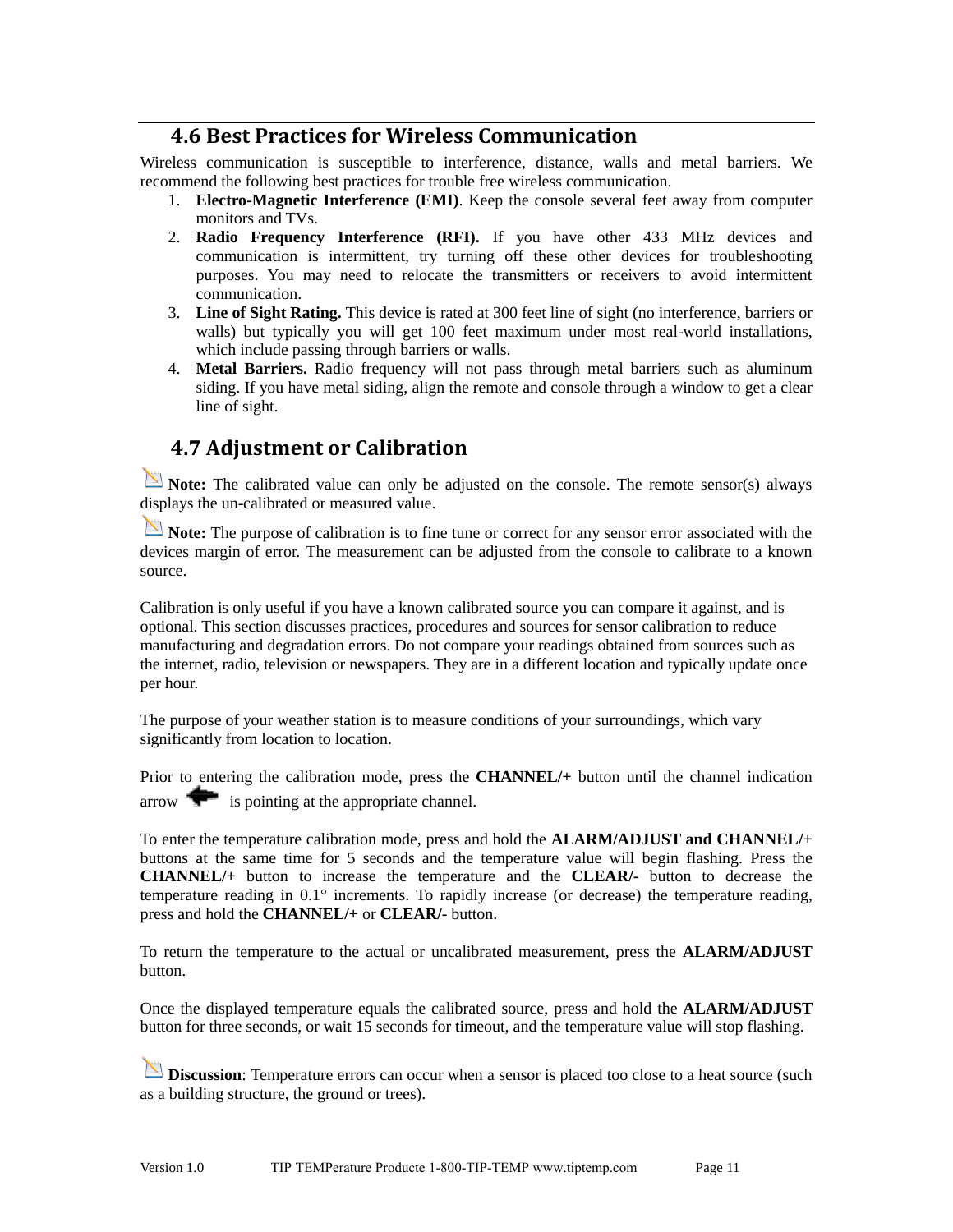## 4.6 Best Practices for Wireless Communication

Wireless communication is susceptible to interference, distance, walls and metal barriers. We recommend the following best practices for trouble free wireless communication.

1. **Electro-Magnetic Interference (EMI)**. Keep the console several feet away from computer monitors and TVs.
2. **Radio Frequency Interference (RFI).** If you have other 433 MHz devices and communication is intermittent, try turning off these other devices for troubleshooting purposes. You may need to relocate the transmitters or receivers to avoid intermittent communication.
3. **Line of Sight Rating.** This device is rated at 300 feet line of sight (no interference, barriers or walls) but typically you will get 100 feet maximum under most real-world installations, which include passing through barriers or walls.
4. **Metal Barriers.** Radio frequency will not pass through metal barriers such as aluminum siding. If you have metal siding, align the remote and console through a window to get a clear line of sight.

## 4.7 Adjustment or Calibration

**Note:** The calibrated value can only be adjusted on the console. The remote sensor(s) always displays the un-calibrated or measured value.

**Note:** The purpose of calibration is to fine tune or correct for any sensor error associated with the devices margin of error. The measurement can be adjusted from the console to calibrate to a known source.

Calibration is only useful if you have a known calibrated source you can compare it against, and is optional. This section discusses practices, procedures and sources for sensor calibration to reduce manufacturing and degradation errors. Do not compare your readings obtained from sources such as the internet, radio, television or newspapers. They are in a different location and typically update once per hour.

The purpose of your weather station is to measure conditions of your surroundings, which vary significantly from location to location.

Prior to entering the calibration mode, press the **CHANNEL/+** button until the channel indication arrow ⬅ is pointing at the appropriate channel.

To enter the temperature calibration mode, press and hold the **ALARM/ADJUST and CHANNEL/+** buttons at the same time for 5 seconds and the temperature value will begin flashing. Press the **CHANNEL/+** button to increase the temperature and the **CLEAR/-** button to decrease the temperature reading in 0.1° increments. To rapidly increase (or decrease) the temperature reading, press and hold the **CHANNEL/+** or **CLEAR/-** button.

To return the temperature to the actual or uncalibrated measurement, press the **ALARM/ADJUST** button.

Once the displayed temperature equals the calibrated source, press and hold the **ALARM/ADJUST** button for three seconds, or wait 15 seconds for timeout, and the temperature value will stop flashing.

**Discussion**: Temperature errors can occur when a sensor is placed too close to a heat source (such as a building structure, the ground or trees).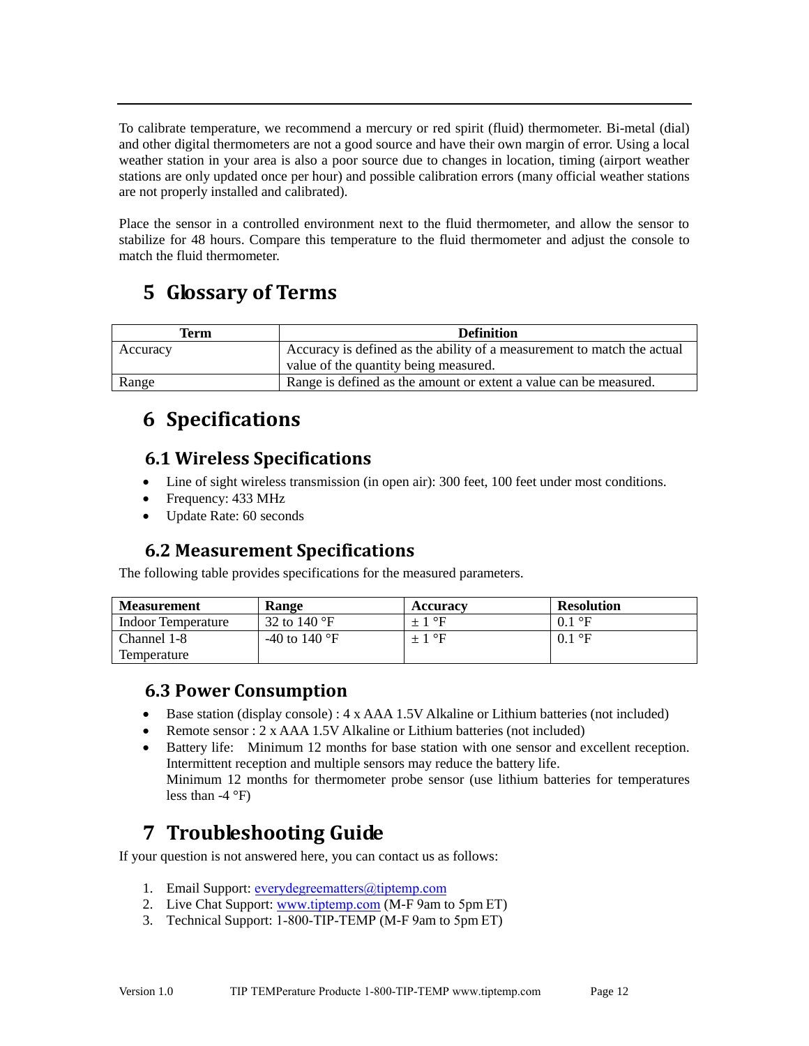To calibrate temperature, we recommend a mercury or red spirit (fluid) thermometer. Bi-metal (dial) and other digital thermometers are not a good source and have their own margin of error. Using a local weather station in your area is also a poor source due to changes in location, timing (airport weather stations are only updated once per hour) and possible calibration errors (many official weather stations are not properly installed and calibrated).

Place the sensor in a controlled environment next to the fluid thermometer, and allow the sensor to stabilize for 48 hours. Compare this temperature to the fluid thermometer and adjust the console to match the fluid thermometer.

# 5 Glossary of Terms

| Term | Definition |
| --- | --- |
| Accuracy | Accuracy is defined as the ability of a measurement to match the actual value of the quantity being measured. |
| Range | Range is defined as the amount or extent a value can be measured. |

# 6 Specifications

## 6.1 Wireless Specifications

- Line of sight wireless transmission (in open air): 300 feet, 100 feet under most conditions.
- Frequency: 433 MHz
- Update Rate: 60 seconds

## 6.2 Measurement Specifications

The following table provides specifications for the measured parameters.

| Measurement | Range | Accuracy | Resolution |
| --- | --- | --- | --- |
| Indoor Temperature | 32 to 140 °F | ± 1 °F | 0.1 °F |
| Channel 1-8 Temperature | -40 to 140 °F | ± 1 °F | 0.1 °F |

## 6.3 Power Consumption

- Base station (display console) : 4 x AAA 1.5V Alkaline or Lithium batteries (not included)
- Remote sensor : 2 x AAA 1.5V Alkaline or Lithium batteries (not included)
- Battery life: Minimum 12 months for base station with one sensor and excellent reception. Intermittent reception and multiple sensors may reduce the battery life.
  Minimum 12 months for thermometer probe sensor (use lithium batteries for temperatures less than -4 °F)

# 7 Troubleshooting Guide

If your question is not answered here, you can contact us as follows:

1. Email Support: everydegreematters@tiptemp.com
2. Live Chat Support: www.tiptemp.com (M-F 9am to 5pm ET)
3. Technical Support: 1-800-TIP-TEMP (M-F 9am to 5pm ET)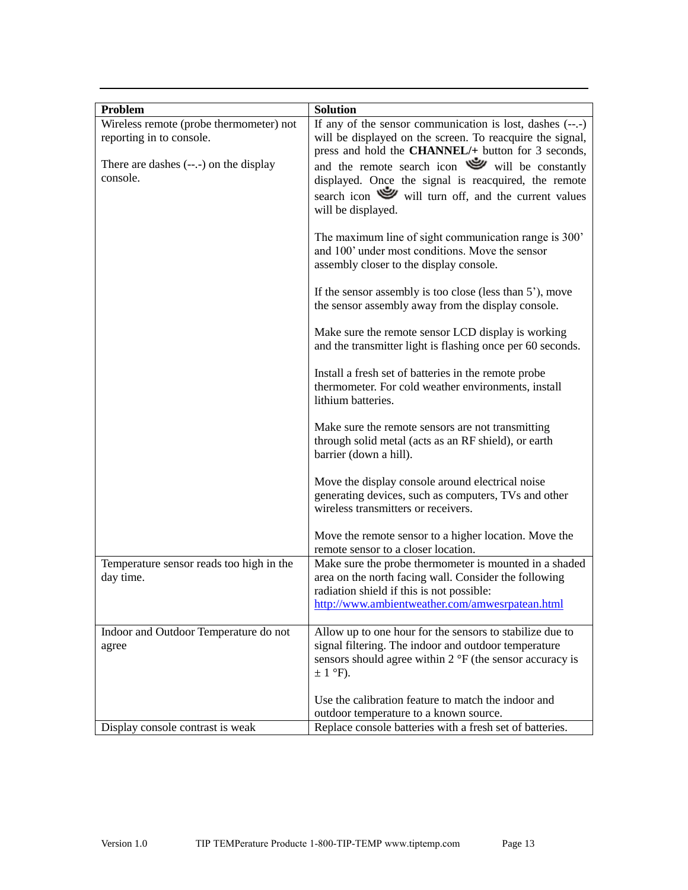| Problem | Solution |
|---|---|
| Wireless remote (probe thermometer) not reporting in to console.<br><br>There are dashes (--.-) on the display console. | If any of the sensor communication is lost, dashes (--.-) will be displayed on the screen. To reacquire the signal, press and hold the **CHANNEL/+** button for 3 seconds, and the remote search icon will be constantly displayed. Once the signal is reacquired, the remote search icon will turn off, and the current values will be displayed.<br><br>The maximum line of sight communication range is 300' and 100' under most conditions. Move the sensor assembly closer to the display console.<br><br>If the sensor assembly is too close (less than 5'), move the sensor assembly away from the display console.<br><br>Make sure the remote sensor LCD display is working and the transmitter light is flashing once per 60 seconds.<br><br>Install a fresh set of batteries in the remote probe thermometer. For cold weather environments, install lithium batteries.<br><br>Make sure the remote sensors are not transmitting through solid metal (acts as an RF shield), or earth barrier (down a hill).<br><br>Move the display console around electrical noise generating devices, such as computers, TVs and other wireless transmitters or receivers.<br><br>Move the remote sensor to a higher location. Move the remote sensor to a closer location. |
| Temperature sensor reads too high in the day time. | Make sure the probe thermometer is mounted in a shaded area on the north facing wall. Consider the following radiation shield if this is not possible: http://www.ambientweather.com/amwesrpatean.html |
| Indoor and Outdoor Temperature do not agree | Allow up to one hour for the sensors to stabilize due to signal filtering. The indoor and outdoor temperature sensors should agree within 2 °F (the sensor accuracy is ± 1 °F).<br><br>Use the calibration feature to match the indoor and outdoor temperature to a known source. |
| Display console contrast is weak | Replace console batteries with a fresh set of batteries. |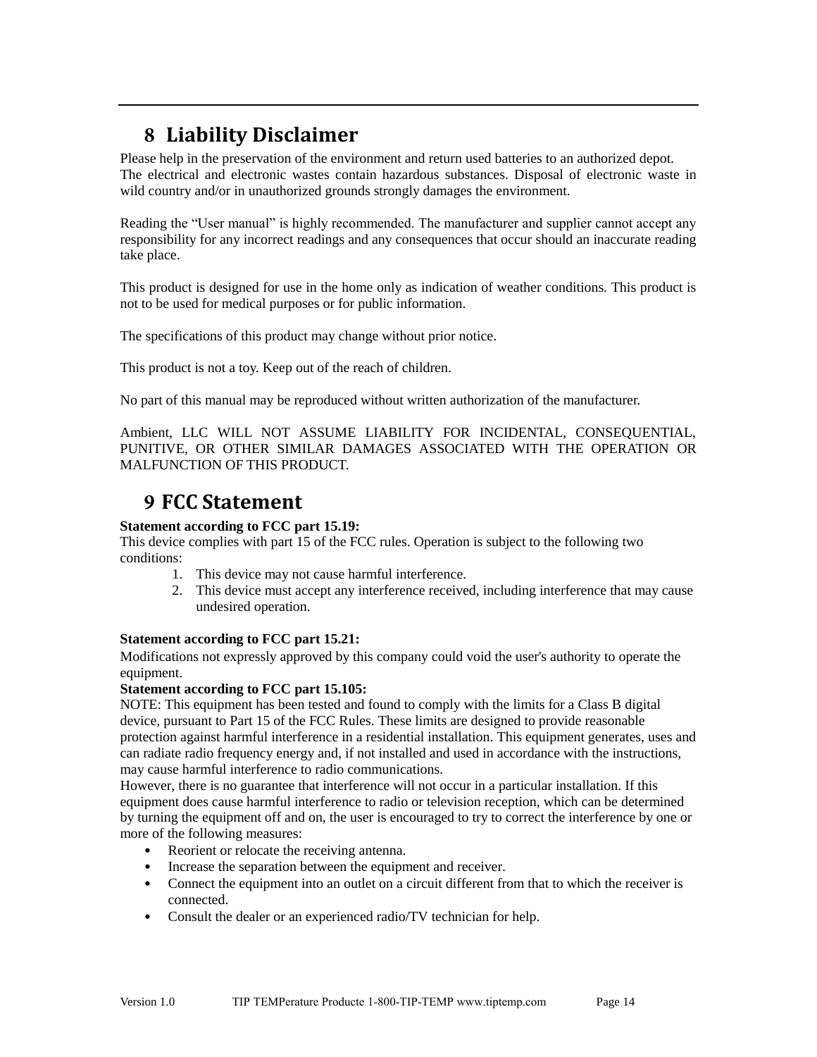# 8 Liability Disclaimer

Please help in the preservation of the environment and return used batteries to an authorized depot. The electrical and electronic wastes contain hazardous substances. Disposal of electronic waste in wild country and/or in unauthorized grounds strongly damages the environment.

Reading the "User manual" is highly recommended. The manufacturer and supplier cannot accept any responsibility for any incorrect readings and any consequences that occur should an inaccurate reading take place.

This product is designed for use in the home only as indication of weather conditions. This product is not to be used for medical purposes or for public information.

The specifications of this product may change without prior notice.

This product is not a toy. Keep out of the reach of children.

No part of this manual may be reproduced without written authorization of the manufacturer.

Ambient, LLC WILL NOT ASSUME LIABILITY FOR INCIDENTAL, CONSEQUENTIAL, PUNITIVE, OR OTHER SIMILAR DAMAGES ASSOCIATED WITH THE OPERATION OR MALFUNCTION OF THIS PRODUCT.

# 9 FCC Statement

**Statement according to FCC part 15.19:**
This device complies with part 15 of the FCC rules. Operation is subject to the following two conditions:

1. This device may not cause harmful interference.
2. This device must accept any interference received, including interference that may cause undesired operation.

**Statement according to FCC part 15.21:**
Modifications not expressly approved by this company could void the user's authority to operate the equipment.

**Statement according to FCC part 15.105:**
NOTE: This equipment has been tested and found to comply with the limits for a Class B digital device, pursuant to Part 15 of the FCC Rules. These limits are designed to provide reasonable protection against harmful interference in a residential installation. This equipment generates, uses and can radiate radio frequency energy and, if not installed and used in accordance with the instructions, may cause harmful interference to radio communications.
However, there is no guarantee that interference will not occur in a particular installation. If this equipment does cause harmful interference to radio or television reception, which can be determined by turning the equipment off and on, the user is encouraged to try to correct the interference by one or more of the following measures:

- Reorient or relocate the receiving antenna.
- Increase the separation between the equipment and receiver.
- Connect the equipment into an outlet on a circuit different from that to which the receiver is connected.
- Consult the dealer or an experienced radio/TV technician for help.